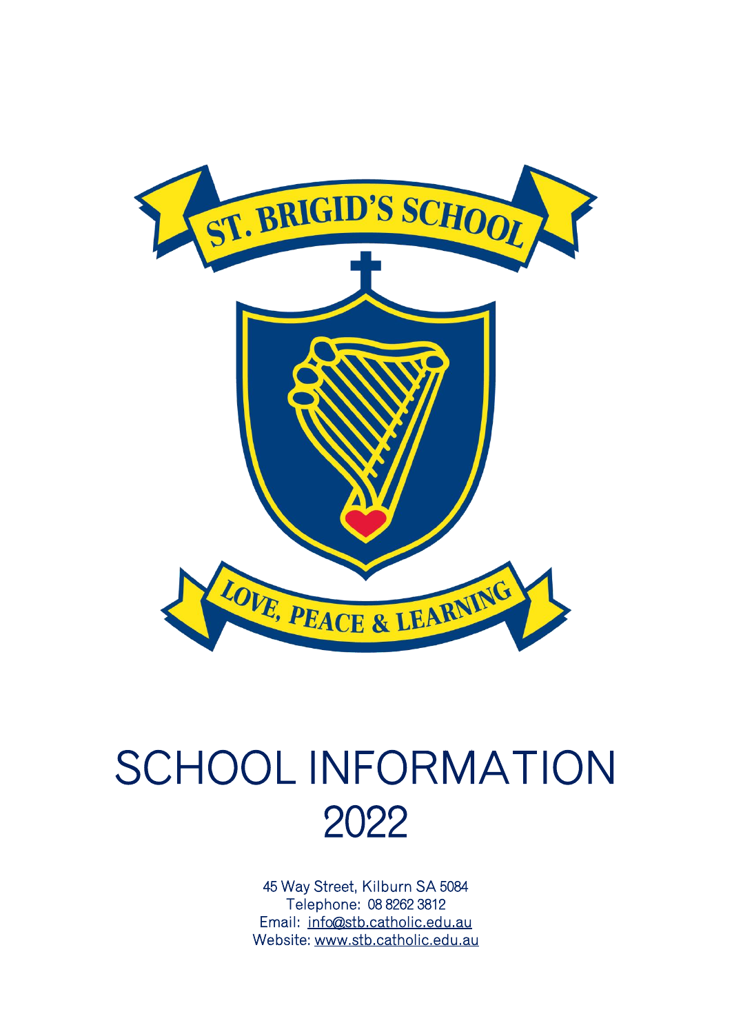ST. BRIGID'S SCHOOL

LOVE, PEACE & LEARNING

# SCHOOL INFORMATION 2022

45 Way Street, Kilburn SA 5084
Telephone: 08 8262 3812
Email: info@stb.catholic.edu.au
Website: www.stb.catholic.edu.au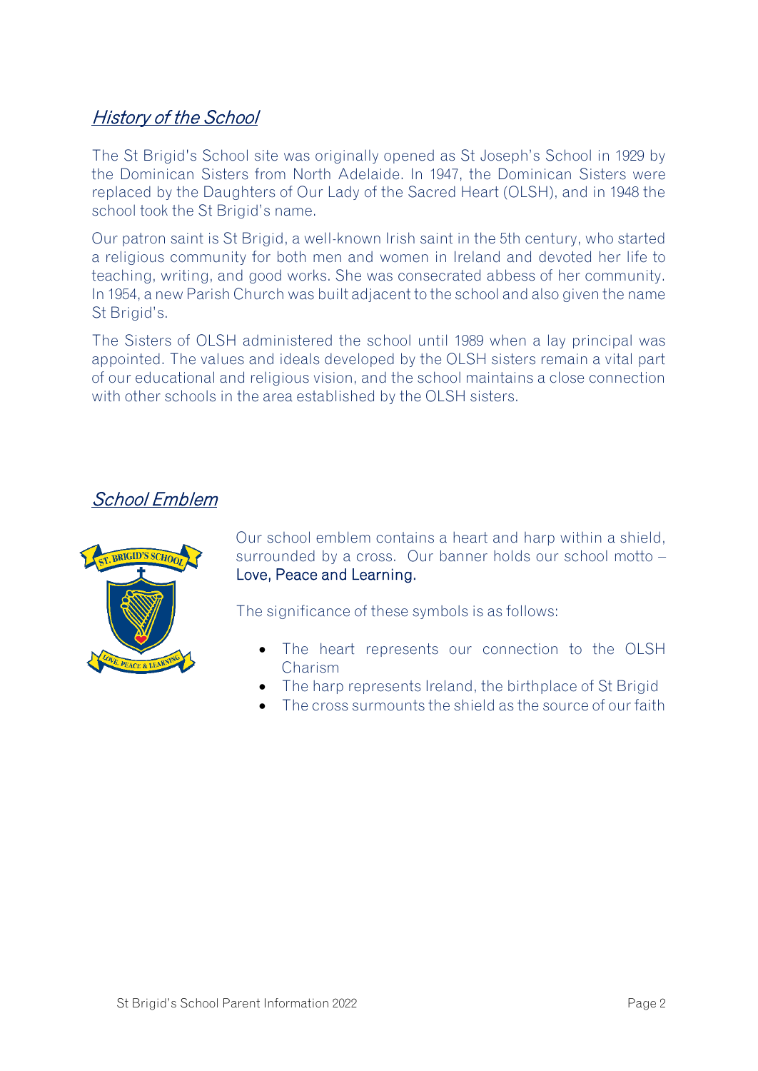## *History of the School*

The St Brigid's School site was originally opened as St Joseph's School in 1929 by the Dominican Sisters from North Adelaide. In 1947, the Dominican Sisters were replaced by the Daughters of Our Lady of the Sacred Heart (OLSH), and in 1948 the school took the St Brigid's name.

Our patron saint is St Brigid, a well-known Irish saint in the 5th century, who started a religious community for both men and women in Ireland and devoted her life to teaching, writing, and good works. She was consecrated abbess of her community. In 1954, a new Parish Church was built adjacent to the school and also given the name St Brigid's.

The Sisters of OLSH administered the school until 1989 when a lay principal was appointed. The values and ideals developed by the OLSH sisters remain a vital part of our educational and religious vision, and the school maintains a close connection with other schools in the area established by the OLSH sisters.

## *School Emblem*

Our school emblem contains a heart and harp within a shield, surrounded by a cross. Our banner holds our school motto – Love, Peace and Learning.

The significance of these symbols is as follows:

- The heart represents our connection to the OLSH Charism
- The harp represents Ireland, the birthplace of St Brigid
- The cross surmounts the shield as the source of our faith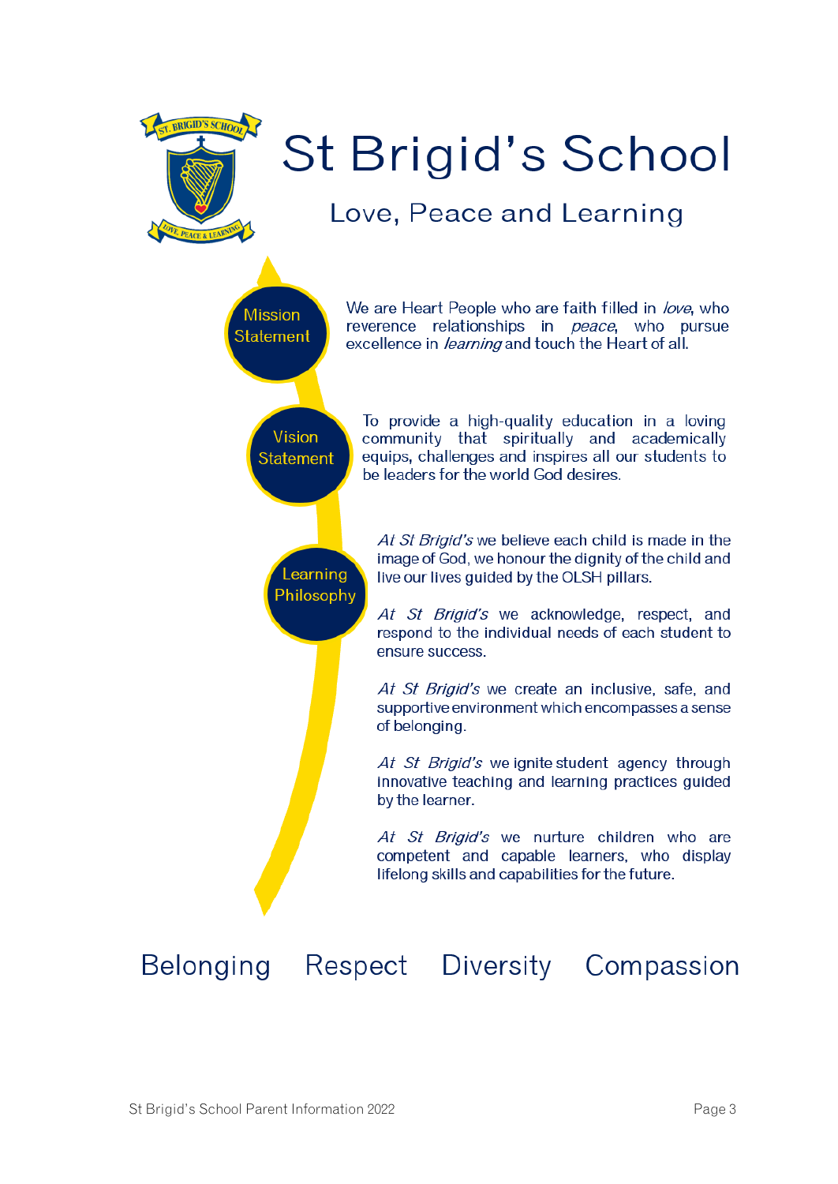# St Brigid's School

## Love, Peace and Learning

### Mission Statement

We are Heart People who are faith filled in *love*, who reverence relationships in *peace*, who pursue excellence in *learning* and touch the Heart of all.

### Vision Statement

To provide a high-quality education in a loving community that spiritually and academically equips, challenges and inspires all our students to be leaders for the world God desires.

### Learning Philosophy

*At St Brigid's* we believe each child is made in the image of God, we honour the dignity of the child and live our lives guided by the OLSH pillars.

*At St Brigid's* we acknowledge, respect, and respond to the individual needs of each student to ensure success.

*At St Brigid's* we create an inclusive, safe, and supportive environment which encompasses a sense of belonging.

*At St Brigid's* we ignite student agency through innovative teaching and learning practices guided by the learner.

*At St Brigid's* we nurture children who are competent and capable learners, who display lifelong skills and capabilities for the future.

Belonging Respect Diversity Compassion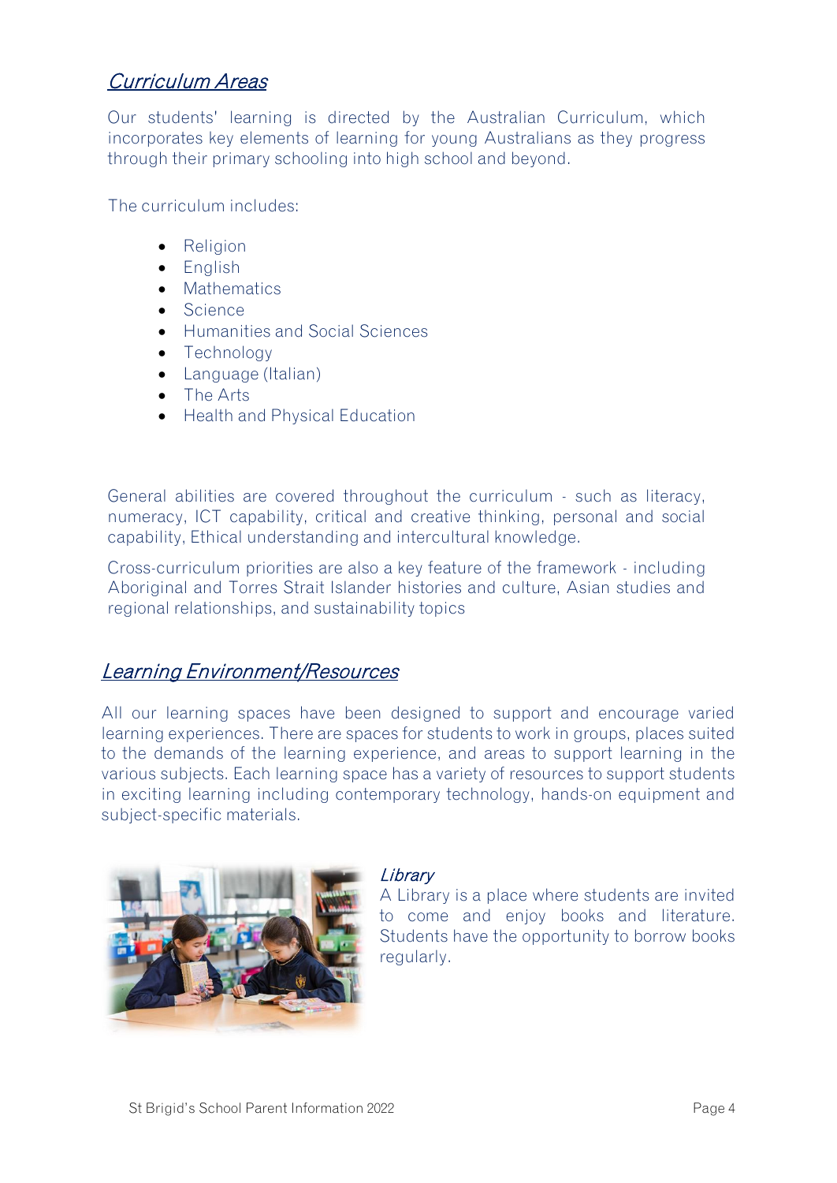## *Curriculum Areas*

Our students' learning is directed by the Australian Curriculum, which incorporates key elements of learning for young Australians as they progress through their primary schooling into high school and beyond.

The curriculum includes:

- Religion
- English
- Mathematics
- Science
- Humanities and Social Sciences
- Technology
- Language (Italian)
- The Arts
- Health and Physical Education

General abilities are covered throughout the curriculum - such as literacy, numeracy, ICT capability, critical and creative thinking, personal and social capability, Ethical understanding and intercultural knowledge.

Cross-curriculum priorities are also a key feature of the framework - including Aboriginal and Torres Strait Islander histories and culture, Asian studies and regional relationships, and sustainability topics

## *Learning Environment/Resources*

All our learning spaces have been designed to support and encourage varied learning experiences. There are spaces for students to work in groups, places suited to the demands of the learning experience, and areas to support learning in the various subjects. Each learning space has a variety of resources to support students in exciting learning including contemporary technology, hands-on equipment and subject-specific materials.

### *Library*

A Library is a place where students are invited to come and enjoy books and literature. Students have the opportunity to borrow books regularly.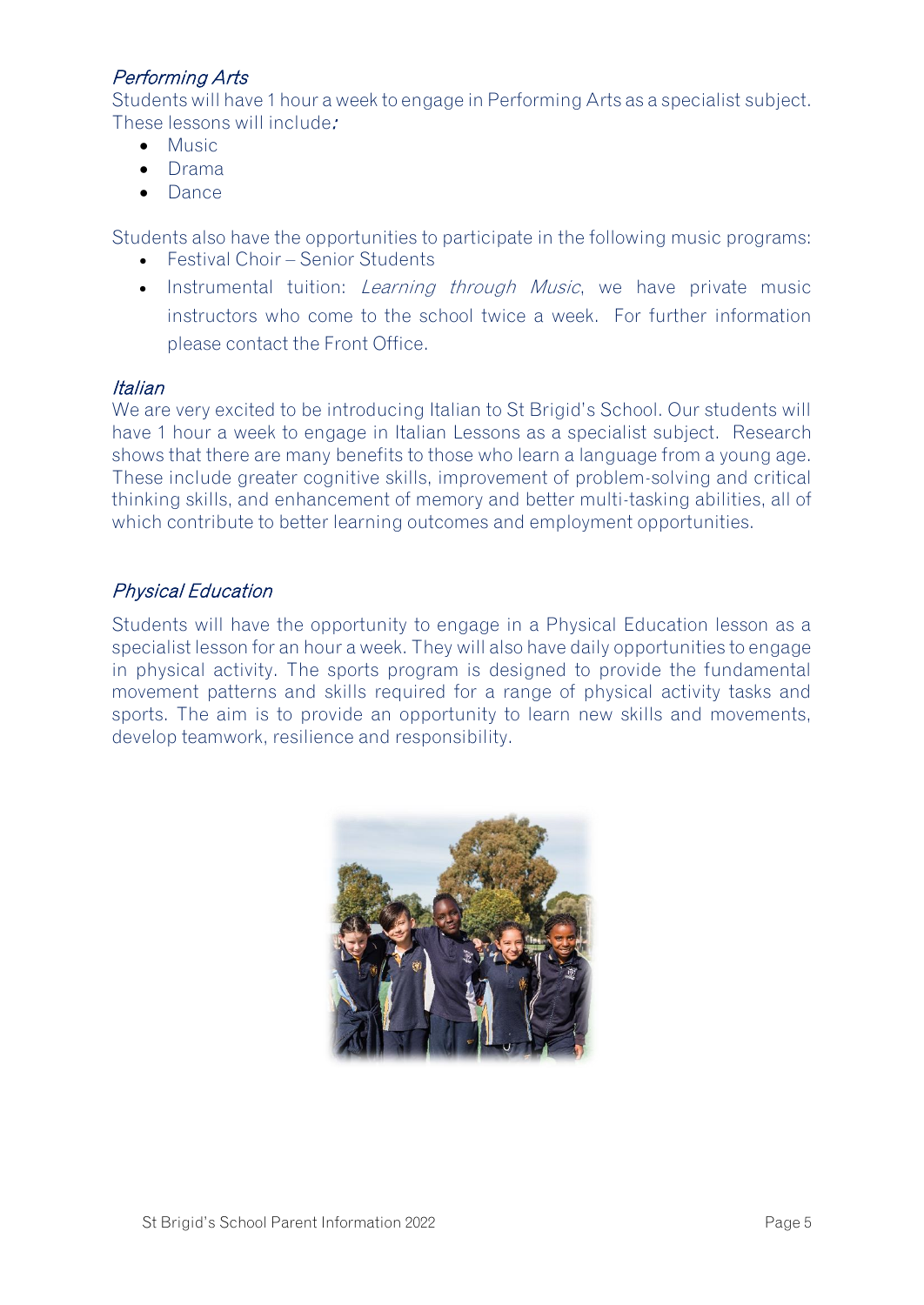*Performing Arts*

Students will have 1 hour a week to engage in Performing Arts as a specialist subject. These lessons will include*:*

- Music
- Drama
- Dance

Students also have the opportunities to participate in the following music programs:

- Festival Choir – Senior Students
- Instrumental tuition: *Learning through Music*, we have private music instructors who come to the school twice a week. For further information please contact the Front Office.

*Italian*

We are very excited to be introducing Italian to St Brigid's School. Our students will have 1 hour a week to engage in Italian Lessons as a specialist subject. Research shows that there are many benefits to those who learn a language from a young age. These include greater cognitive skills, improvement of problem-solving and critical thinking skills, and enhancement of memory and better multi-tasking abilities, all of which contribute to better learning outcomes and employment opportunities.

*Physical Education*

Students will have the opportunity to engage in a Physical Education lesson as a specialist lesson for an hour a week. They will also have daily opportunities to engage in physical activity. The sports program is designed to provide the fundamental movement patterns and skills required for a range of physical activity tasks and sports. The aim is to provide an opportunity to learn new skills and movements, develop teamwork, resilience and responsibility.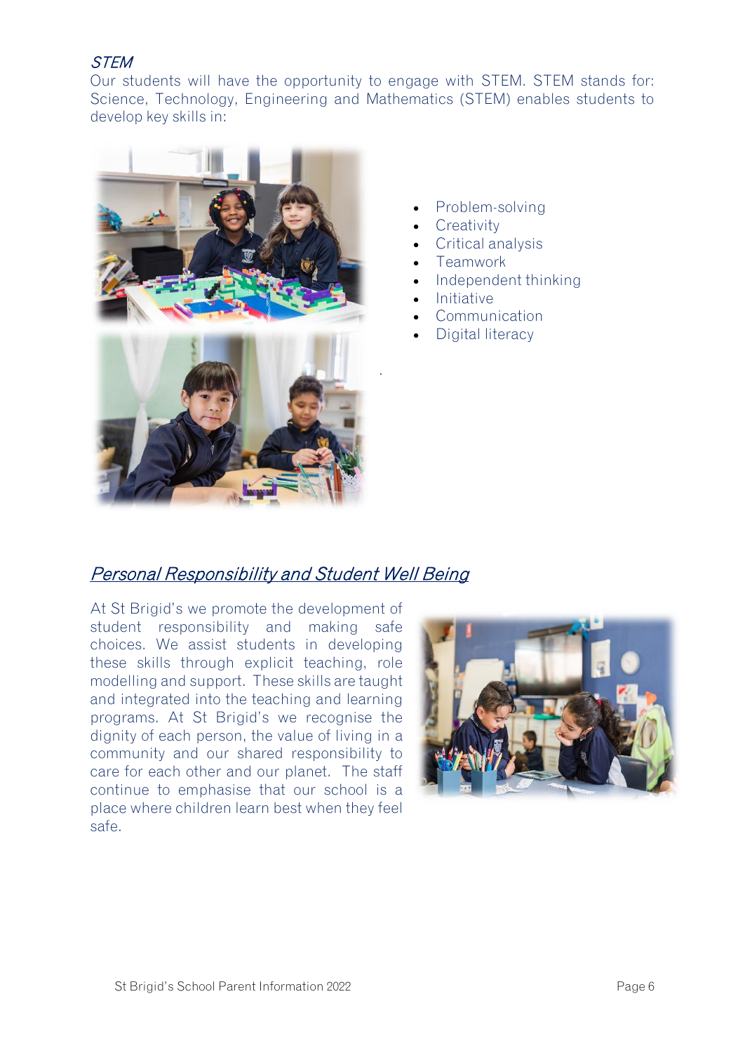*STEM*

Our students will have the opportunity to engage with STEM. STEM stands for: Science, Technology, Engineering and Mathematics (STEM) enables students to develop key skills in:

- Problem-solving
- Creativity
- Critical analysis
- Teamwork
- Independent thinking
- Initiative
- Communication
- Digital literacy

## *Personal Responsibility and Student Well Being*

At St Brigid's we promote the development of student responsibility and making safe choices. We assist students in developing these skills through explicit teaching, role modelling and support. These skills are taught and integrated into the teaching and learning programs. At St Brigid's we recognise the dignity of each person, the value of living in a community and our shared responsibility to care for each other and our planet. The staff continue to emphasise that our school is a place where children learn best when they feel safe.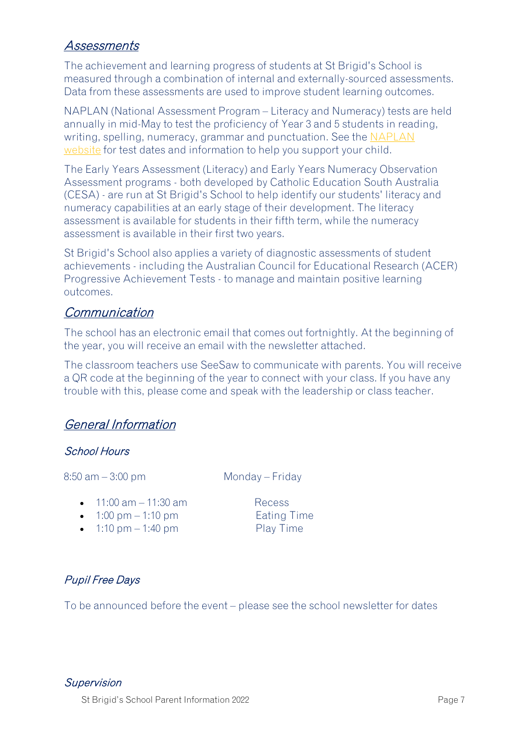## *Assessments*

The achievement and learning progress of students at St Brigid's School is measured through a combination of internal and externally-sourced assessments. Data from these assessments are used to improve student learning outcomes.

NAPLAN (National Assessment Program – Literacy and Numeracy) tests are held annually in mid-May to test the proficiency of Year 3 and 5 students in reading, writing, spelling, numeracy, grammar and punctuation. See the NAPLAN website for test dates and information to help you support your child.

The Early Years Assessment (Literacy) and Early Years Numeracy Observation Assessment programs - both developed by Catholic Education South Australia (CESA) - are run at St Brigid's School to help identify our students' literacy and numeracy capabilities at an early stage of their development. The literacy assessment is available for students in their fifth term, while the numeracy assessment is available in their first two years.

St Brigid's School also applies a variety of diagnostic assessments of student achievements - including the Australian Council for Educational Research (ACER) Progressive Achievement Tests - to manage and maintain positive learning outcomes.

## *Communication*

The school has an electronic email that comes out fortnightly. At the beginning of the year, you will receive an email with the newsletter attached.

The classroom teachers use SeeSaw to communicate with parents. You will receive a QR code at the beginning of the year to connect with your class. If you have any trouble with this, please come and speak with the leadership or class teacher.

## *General Information*

### *School Hours*

8:50 am – 3:00 pm Monday – Friday

- 11:00 am – 11:30 am Recess
- 1:00 pm – 1:10 pm Eating Time
- 1:10 pm – 1:40 pm Play Time

### *Pupil Free Days*

To be announced before the event – please see the school newsletter for dates

### *Supervision*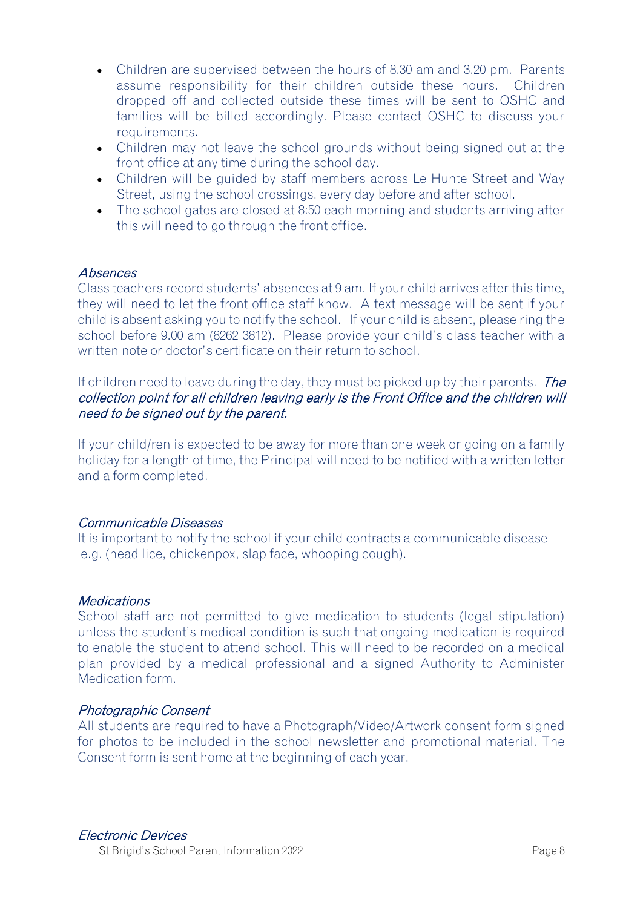- Children are supervised between the hours of 8.30 am and 3.20 pm. Parents assume responsibility for their children outside these hours. Children dropped off and collected outside these times will be sent to OSHC and families will be billed accordingly. Please contact OSHC to discuss your requirements.
- Children may not leave the school grounds without being signed out at the front office at any time during the school day.
- Children will be guided by staff members across Le Hunte Street and Way Street, using the school crossings, every day before and after school.
- The school gates are closed at 8:50 each morning and students arriving after this will need to go through the front office.

### *Absences*

Class teachers record students' absences at 9 am. If your child arrives after this time, they will need to let the front office staff know. A text message will be sent if your child is absent asking you to notify the school. If your child is absent, please ring the school before 9.00 am (8262 3812). Please provide your child's class teacher with a written note or doctor's certificate on their return to school.

If children need to leave during the day, they must be picked up by their parents. *The collection point for all children leaving early is the Front Office and the children will need to be signed out by the parent.*

If your child/ren is expected to be away for more than one week or going on a family holiday for a length of time, the Principal will need to be notified with a written letter and a form completed.

### *Communicable Diseases*

It is important to notify the school if your child contracts a communicable disease e.g. (head lice, chickenpox, slap face, whooping cough).

### *Medications*

School staff are not permitted to give medication to students (legal stipulation) unless the student's medical condition is such that ongoing medication is required to enable the student to attend school. This will need to be recorded on a medical plan provided by a medical professional and a signed Authority to Administer Medication form.

### *Photographic Consent*

All students are required to have a Photograph/Video/Artwork consent form signed for photos to be included in the school newsletter and promotional material. The Consent form is sent home at the beginning of each year.

### *Electronic Devices*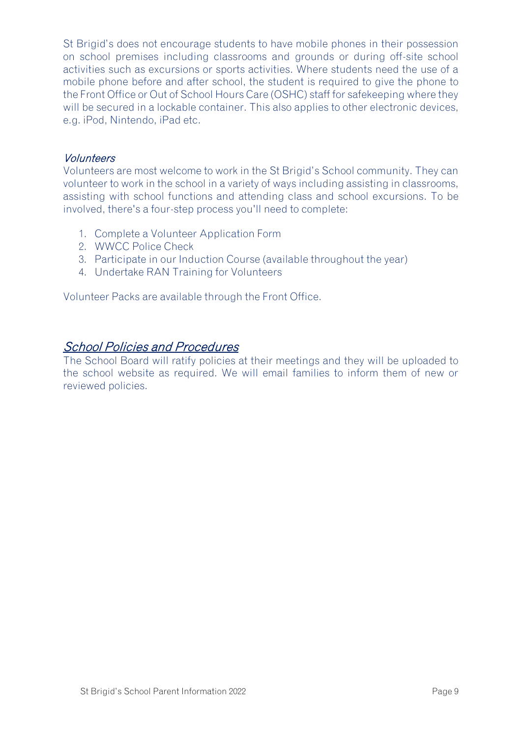St Brigid's does not encourage students to have mobile phones in their possession on school premises including classrooms and grounds or during off-site school activities such as excursions or sports activities. Where students need the use of a mobile phone before and after school, the student is required to give the phone to the Front Office or Out of School Hours Care (OSHC) staff for safekeeping where they will be secured in a lockable container. This also applies to other electronic devices, e.g. iPod, Nintendo, iPad etc.

### *Volunteers*

Volunteers are most welcome to work in the St Brigid's School community. They can volunteer to work in the school in a variety of ways including assisting in classrooms, assisting with school functions and attending class and school excursions. To be involved, there's a four-step process you'll need to complete:

1. Complete a Volunteer Application Form
2. WWCC Police Check
3. Participate in our Induction Course (available throughout the year)
4. Undertake RAN Training for Volunteers

Volunteer Packs are available through the Front Office.

## *School Policies and Procedures*

The School Board will ratify policies at their meetings and they will be uploaded to the school website as required. We will email families to inform them of new or reviewed policies.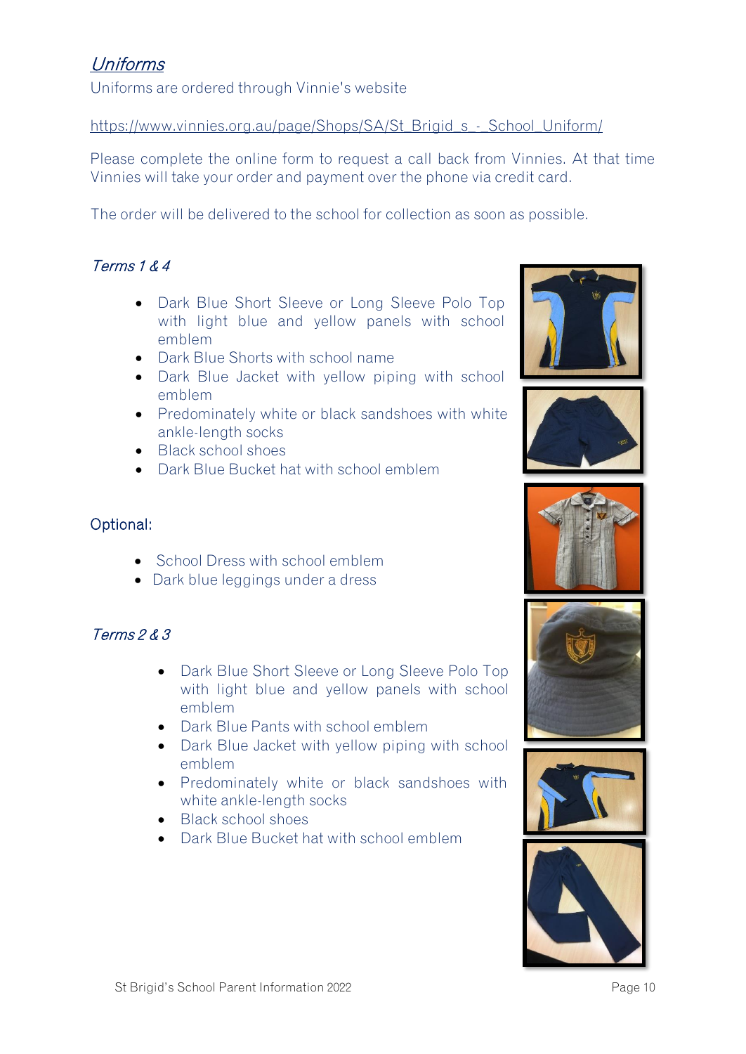## *Uniforms*

Uniforms are ordered through Vinnie's website

https://www.vinnies.org.au/page/Shops/SA/St_Brigid_s_-_School_Uniform/

Please complete the online form to request a call back from Vinnies. At that time Vinnies will take your order and payment over the phone via credit card.

The order will be delivered to the school for collection as soon as possible.

### *Terms 1 & 4*

- Dark Blue Short Sleeve or Long Sleeve Polo Top with light blue and yellow panels with school emblem
- Dark Blue Shorts with school name
- Dark Blue Jacket with yellow piping with school emblem
- Predominately white or black sandshoes with white ankle-length socks
- Black school shoes
- Dark Blue Bucket hat with school emblem

### Optional:

- School Dress with school emblem
- Dark blue leggings under a dress

### *Terms 2 & 3*

- Dark Blue Short Sleeve or Long Sleeve Polo Top with light blue and yellow panels with school emblem
- Dark Blue Pants with school emblem
- Dark Blue Jacket with yellow piping with school emblem
- Predominately white or black sandshoes with white ankle-length socks
- Black school shoes
- Dark Blue Bucket hat with school emblem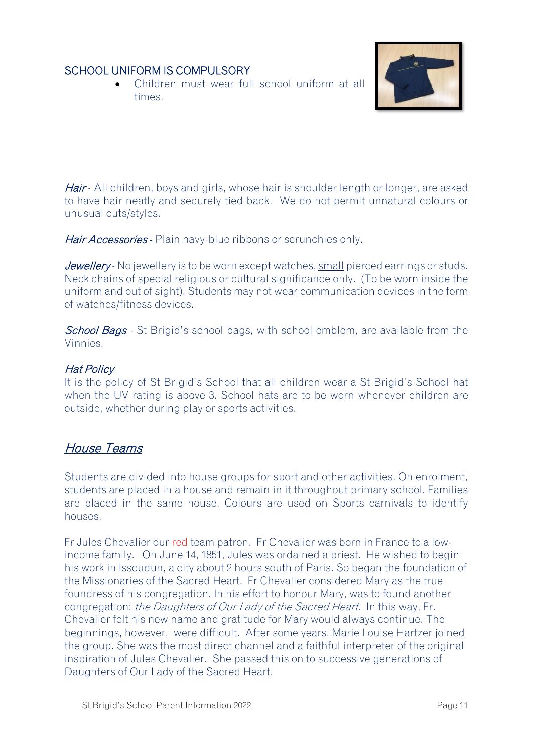## SCHOOL UNIFORM IS COMPULSORY

- Children must wear full school uniform at all times.

*Hair* - All children, boys and girls, whose hair is shoulder length or longer, are asked to have hair neatly and securely tied back. We do not permit unnatural colours or unusual cuts/styles.

*Hair Accessories* - Plain navy-blue ribbons or scrunchies only.

*Jewellery* - No jewellery is to be worn except watches, small pierced earrings or studs. Neck chains of special religious or cultural significance only. (To be worn inside the uniform and out of sight). Students may not wear communication devices in the form of watches/fitness devices.

*School Bags* - St Brigid's school bags, with school emblem, are available from the Vinnies.

*Hat Policy*

It is the policy of St Brigid's School that all children wear a St Brigid's School hat when the UV rating is above 3. School hats are to be worn whenever children are outside, whether during play or sports activities.

## *House Teams*

Students are divided into house groups for sport and other activities. On enrolment, students are placed in a house and remain in it throughout primary school. Families are placed in the same house. Colours are used on Sports carnivals to identify houses.

Fr Jules Chevalier our red team patron. Fr Chevalier was born in France to a low-income family. On June 14, 1851, Jules was ordained a priest. He wished to begin his work in Issoudun, a city about 2 hours south of Paris. So began the foundation of the Missionaries of the Sacred Heart, Fr Chevalier considered Mary as the true foundress of his congregation. In his effort to honour Mary, was to found another congregation: *the Daughters of Our Lady of the Sacred Heart.* In this way, Fr. Chevalier felt his new name and gratitude for Mary would always continue. The beginnings, however, were difficult. After some years, Marie Louise Hartzer joined the group. She was the most direct channel and a faithful interpreter of the original inspiration of Jules Chevalier. She passed this on to successive generations of Daughters of Our Lady of the Sacred Heart.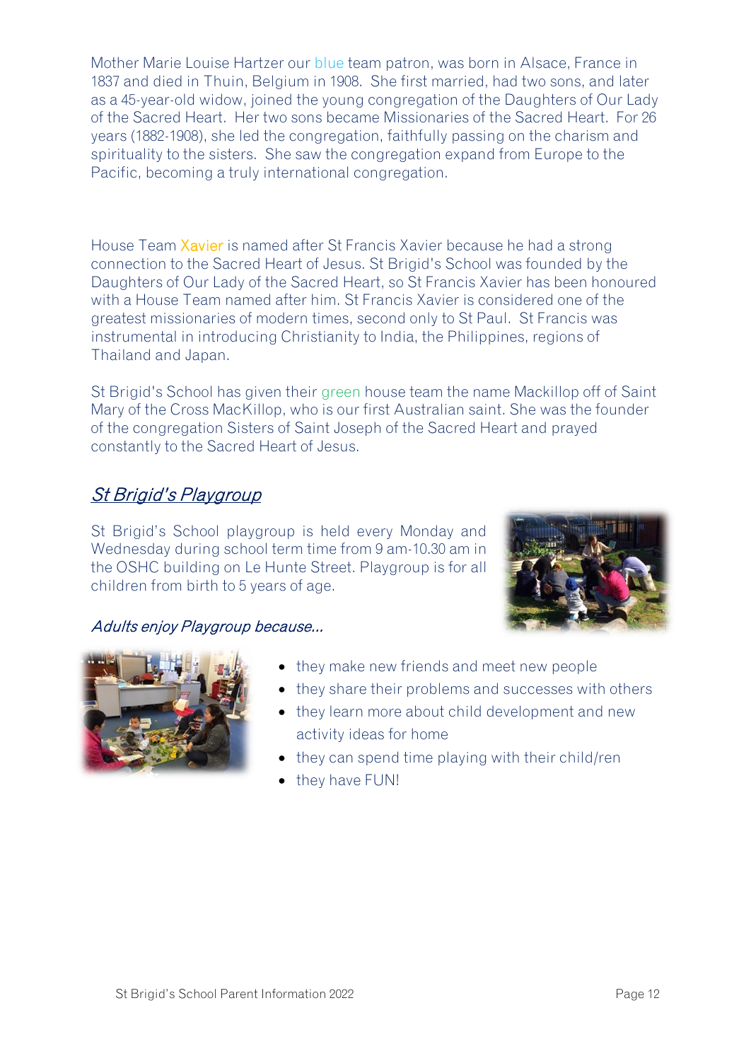Mother Marie Louise Hartzer our blue team patron, was born in Alsace, France in 1837 and died in Thuin, Belgium in 1908. She first married, had two sons, and later as a 45-year-old widow, joined the young congregation of the Daughters of Our Lady of the Sacred Heart. Her two sons became Missionaries of the Sacred Heart. For 26 years (1882-1908), she led the congregation, faithfully passing on the charism and spirituality to the sisters. She saw the congregation expand from Europe to the Pacific, becoming a truly international congregation.

House Team Xavier is named after St Francis Xavier because he had a strong connection to the Sacred Heart of Jesus. St Brigid's School was founded by the Daughters of Our Lady of the Sacred Heart, so St Francis Xavier has been honoured with a House Team named after him. St Francis Xavier is considered one of the greatest missionaries of modern times, second only to St Paul. St Francis was instrumental in introducing Christianity to India, the Philippines, regions of Thailand and Japan.

St Brigid's School has given their green house team the name Mackillop off of Saint Mary of the Cross MacKillop, who is our first Australian saint. She was the founder of the congregation Sisters of Saint Joseph of the Sacred Heart and prayed constantly to the Sacred Heart of Jesus.

## *St Brigid's Playgroup*

St Brigid's School playgroup is held every Monday and Wednesday during school term time from 9 am-10.30 am in the OSHC building on Le Hunte Street. Playgroup is for all children from birth to 5 years of age.

*Adults enjoy Playgroup because...*

- they make new friends and meet new people
- they share their problems and successes with others
- they learn more about child development and new activity ideas for home
- they can spend time playing with their child/ren
- they have FUN!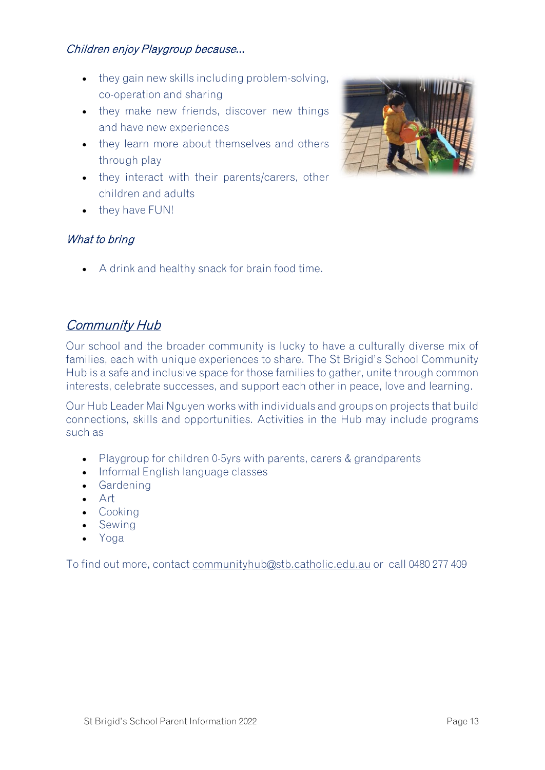*Children enjoy Playgroup because...*

- they gain new skills including problem-solving, co-operation and sharing
- they make new friends, discover new things and have new experiences
- they learn more about themselves and others through play
- they interact with their parents/carers, other children and adults
- they have FUN!

*What to bring*

- A drink and healthy snack for brain food time.

## *Community Hub*

Our school and the broader community is lucky to have a culturally diverse mix of families, each with unique experiences to share. The St Brigid's School Community Hub is a safe and inclusive space for those families to gather, unite through common interests, celebrate successes, and support each other in peace, love and learning.

Our Hub Leader Mai Nguyen works with individuals and groups on projects that build connections, skills and opportunities. Activities in the Hub may include programs such as

- Playgroup for children 0-5yrs with parents, carers & grandparents
- Informal English language classes
- Gardening
- Art
- Cooking
- Sewing
- Yoga

To find out more, contact communityhub@stb.catholic.edu.au or call 0480 277 409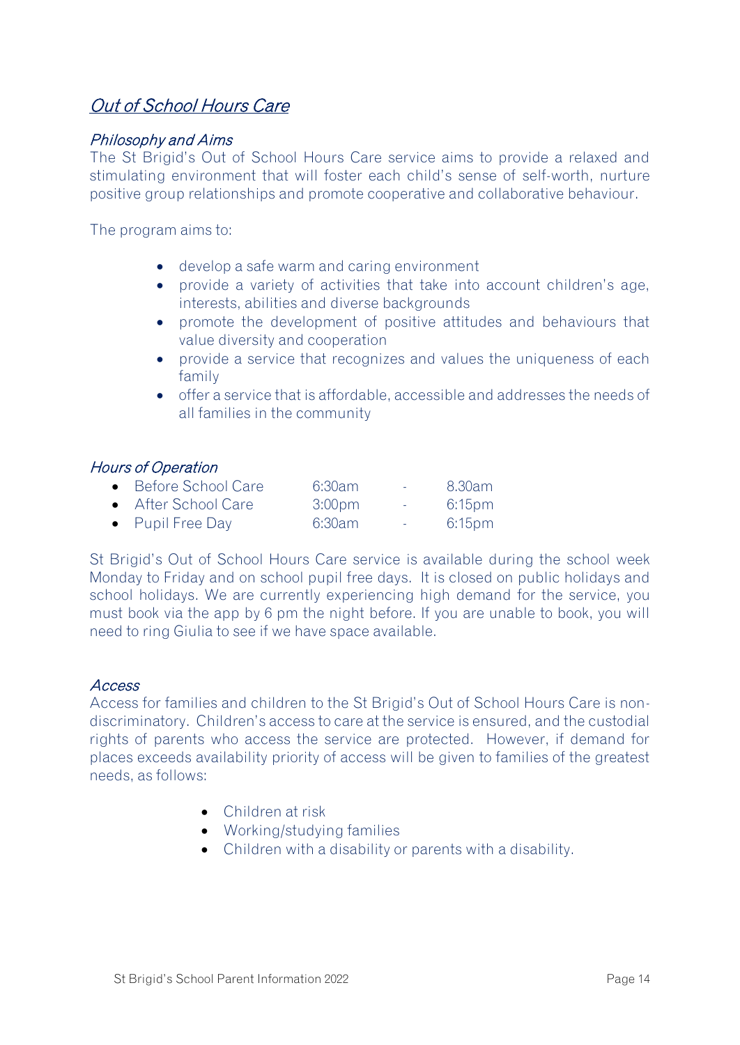## *Out of School Hours Care*

### *Philosophy and Aims*

The St Brigid's Out of School Hours Care service aims to provide a relaxed and stimulating environment that will foster each child's sense of self-worth, nurture positive group relationships and promote cooperative and collaborative behaviour.

The program aims to:

- develop a safe warm and caring environment
- provide a variety of activities that take into account children's age, interests, abilities and diverse backgrounds
- promote the development of positive attitudes and behaviours that value diversity and cooperation
- provide a service that recognizes and values the uniqueness of each family
- offer a service that is affordable, accessible and addresses the needs of all families in the community

### *Hours of Operation*

- Before School Care 6:30am - 8.30am
- After School Care 3:00pm - 6:15pm
- Pupil Free Day 6:30am - 6:15pm

St Brigid's Out of School Hours Care service is available during the school week Monday to Friday and on school pupil free days. It is closed on public holidays and school holidays. We are currently experiencing high demand for the service, you must book via the app by 6 pm the night before. If you are unable to book, you will need to ring Giulia to see if we have space available.

### *Access*

Access for families and children to the St Brigid's Out of School Hours Care is non-discriminatory. Children's access to care at the service is ensured, and the custodial rights of parents who access the service are protected. However, if demand for places exceeds availability priority of access will be given to families of the greatest needs, as follows:

- Children at risk
- Working/studying families
- Children with a disability or parents with a disability.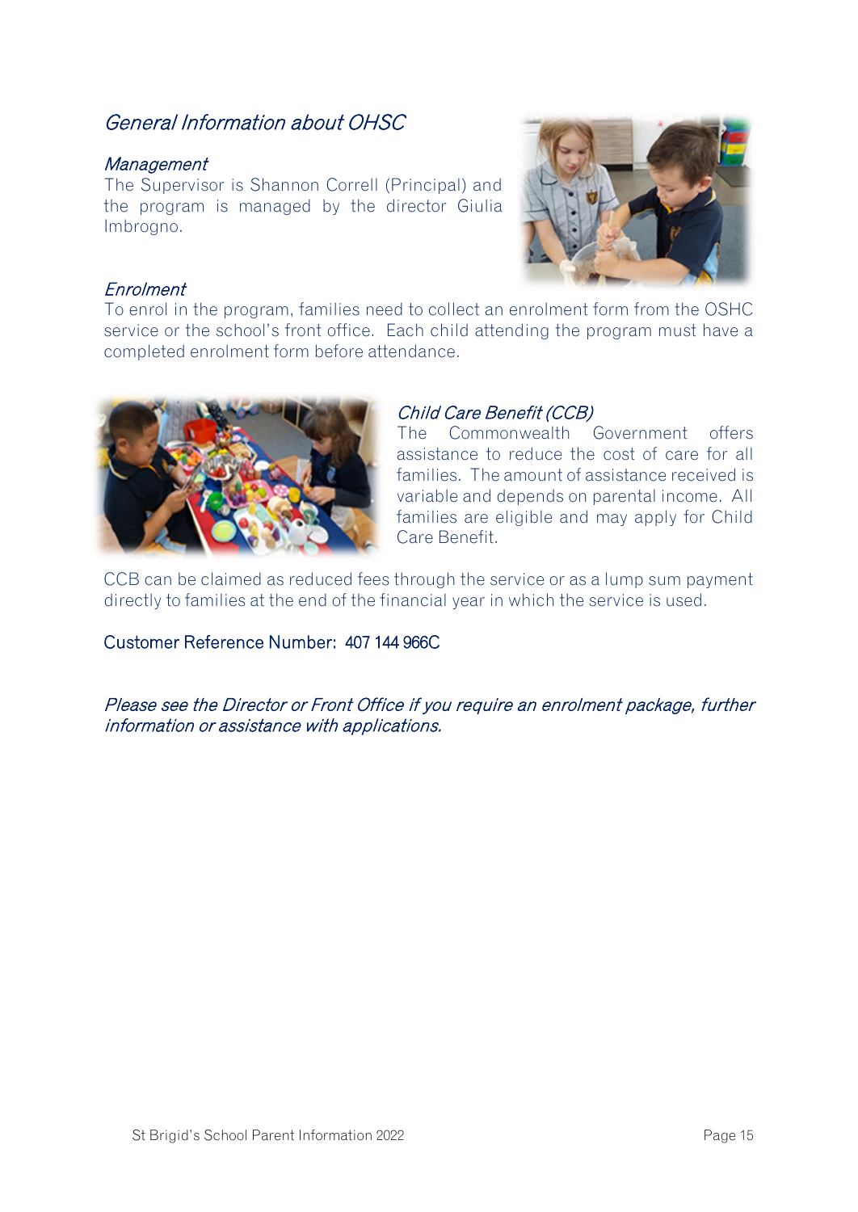## *General Information about OHSC*

### *Management*

The Supervisor is Shannon Correll (Principal) and the program is managed by the director Giulia Imbrogno.

### *Enrolment*

To enrol in the program, families need to collect an enrolment form from the OSHC service or the school's front office. Each child attending the program must have a completed enrolment form before attendance.

### *Child Care Benefit (CCB)*

The Commonwealth Government offers assistance to reduce the cost of care for all families. The amount of assistance received is variable and depends on parental income. All families are eligible and may apply for Child Care Benefit.

CCB can be claimed as reduced fees through the service or as a lump sum payment directly to families at the end of the financial year in which the service is used.

Customer Reference Number: 407 144 966C

*Please see the Director or Front Office if you require an enrolment package, further information or assistance with applications.*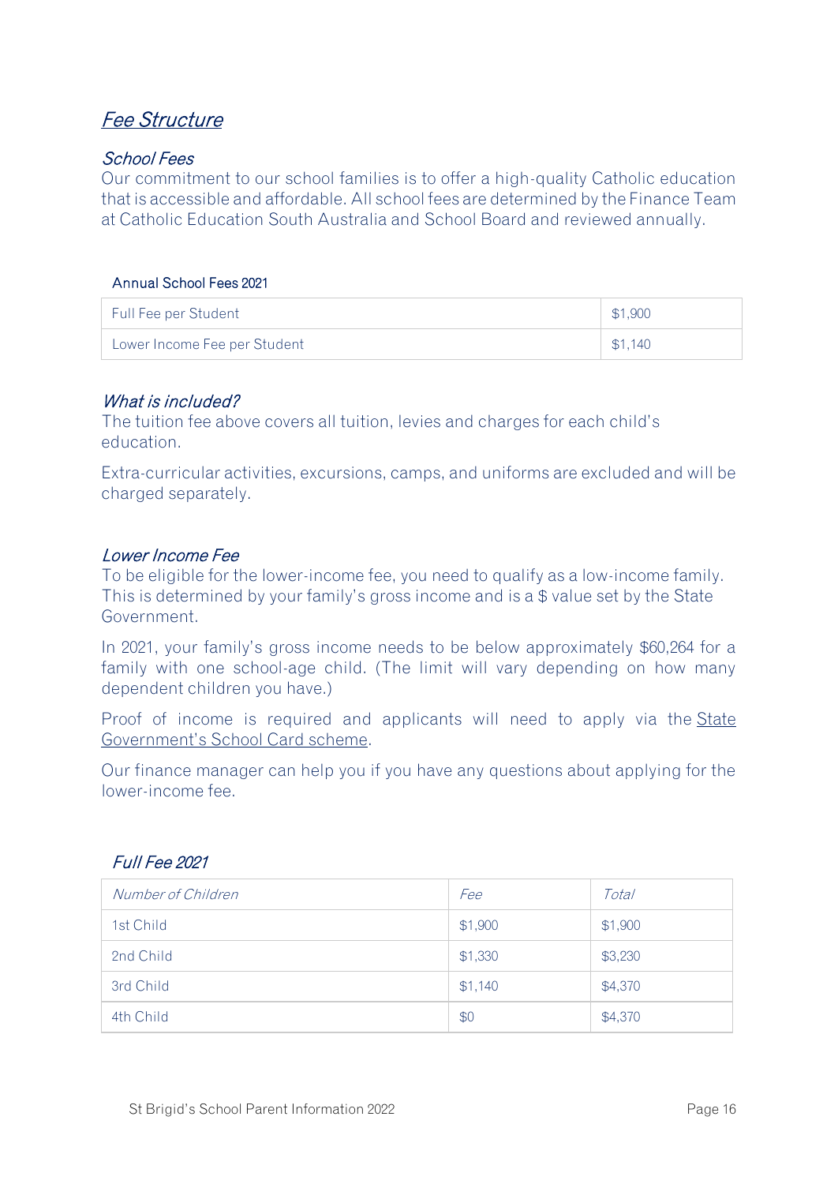# *Fee Structure*

## *School Fees*

Our commitment to our school families is to offer a high-quality Catholic education that is accessible and affordable. All school fees are determined by the Finance Team at Catholic Education South Australia and School Board and reviewed annually.

Annual School Fees 2021

| | |
|---|---|
| Full Fee per Student | $1,900 |
| Lower Income Fee per Student | $1,140 |

## *What is included?*

The tuition fee above covers all tuition, levies and charges for each child's education.

Extra-curricular activities, excursions, camps, and uniforms are excluded and will be charged separately.

## *Lower Income Fee*

To be eligible for the lower-income fee, you need to qualify as a low-income family. This is determined by your family's gross income and is a $ value set by the State Government.

In 2021, your family's gross income needs to be below approximately $60,264 for a family with one school-age child. (The limit will vary depending on how many dependent children you have.)

Proof of income is required and applicants will need to apply via the State Government's School Card scheme.

Our finance manager can help you if you have any questions about applying for the lower-income fee.

## *Full Fee 2021*

| *Number of Children* | *Fee* | *Total* |
|---|---|---|
| 1st Child | $1,900 | $1,900 |
| 2nd Child | $1,330 | $3,230 |
| 3rd Child | $1,140 | $4,370 |
| 4th Child | $0 | $4,370 |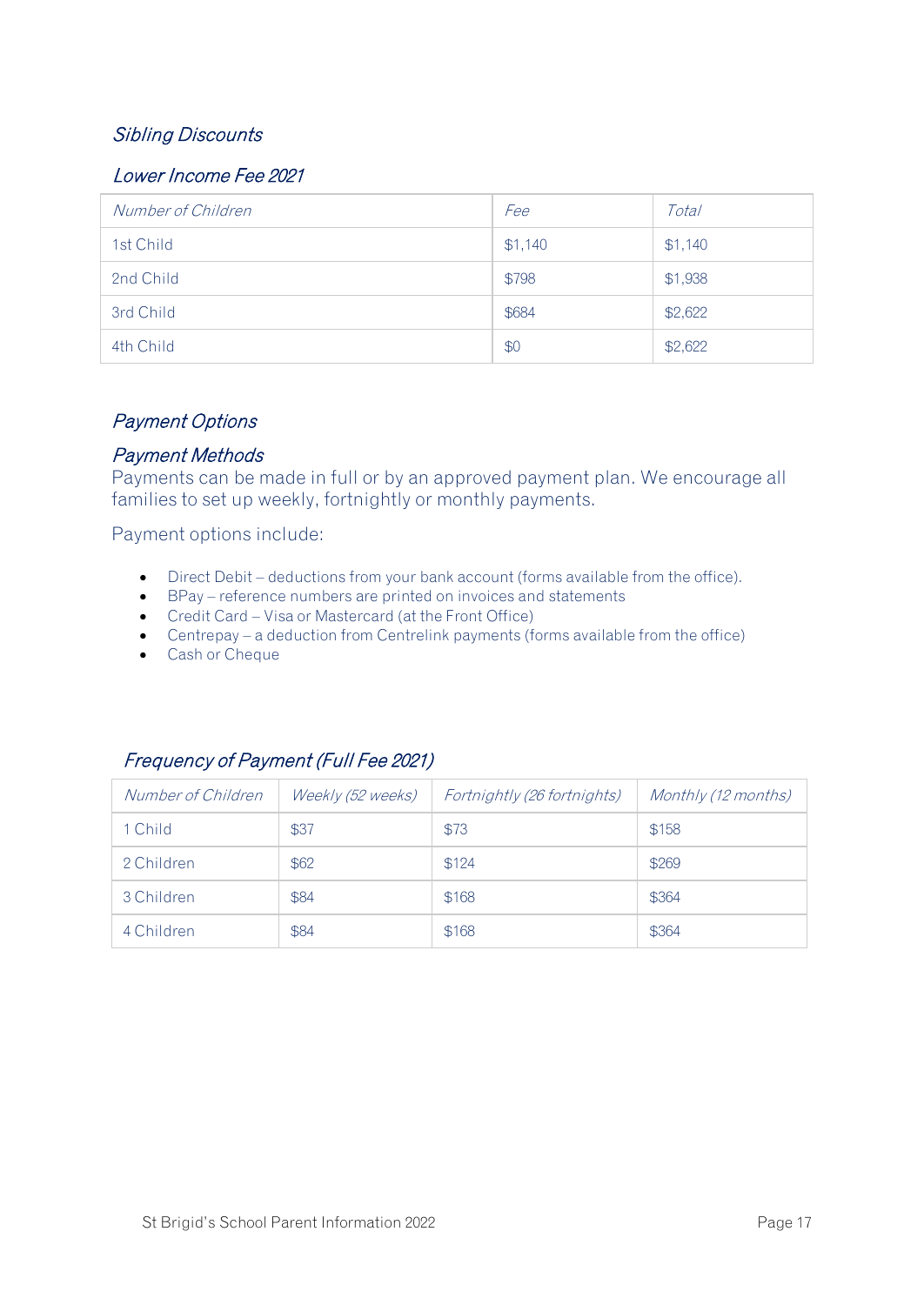### *Sibling Discounts*

#### *Lower Income Fee 2021*

| *Number of Children* | *Fee* | *Total* |
|---|---|---|
| 1st Child | $1,140 | $1,140 |
| 2nd Child | $798 | $1,938 |
| 3rd Child | $684 | $2,622 |
| 4th Child | $0 | $2,622 |

### *Payment Options*

#### *Payment Methods*

Payments can be made in full or by an approved payment plan. We encourage all families to set up weekly, fortnightly or monthly payments.

Payment options include:

- Direct Debit – deductions from your bank account (forms available from the office).
- BPay – reference numbers are printed on invoices and statements
- Credit Card – Visa or Mastercard (at the Front Office)
- Centrepay – a deduction from Centrelink payments (forms available from the office)
- Cash or Cheque

#### *Frequency of Payment (Full Fee 2021)*

| *Number of Children* | *Weekly (52 weeks)* | *Fortnightly (26 fortnights)* | *Monthly (12 months)* |
|---|---|---|---|
| 1 Child | $37 | $73 | $158 |
| 2 Children | $62 | $124 | $269 |
| 3 Children | $84 | $168 | $364 |
| 4 Children | $84 | $168 | $364 |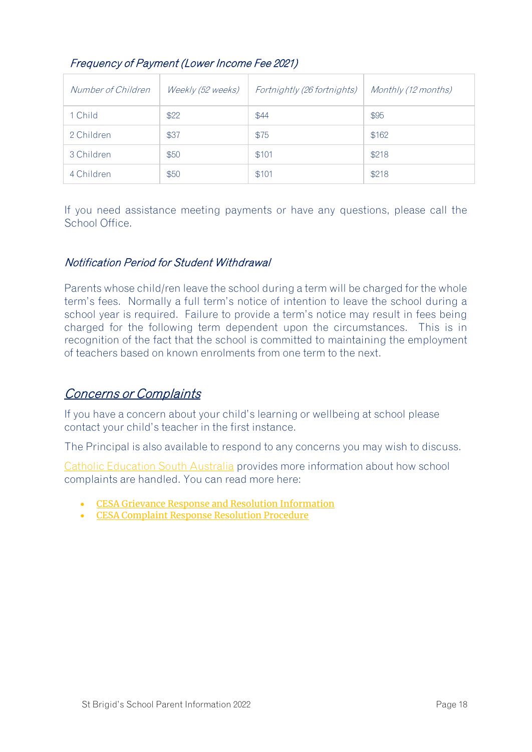### *Frequency of Payment (Lower Income Fee 2021)*

| *Number of Children* | *Weekly (52 weeks)* | *Fortnightly (26 fortnights)* | *Monthly (12 months)* |
|---|---|---|---|
| 1 Child | $22 | $44 | $95 |
| 2 Children | $37 | $75 | $162 |
| 3 Children | $50 | $101 | $218 |
| 4 Children | $50 | $101 | $218 |

If you need assistance meeting payments or have any questions, please call the School Office.

### *Notification Period for Student Withdrawal*

Parents whose child/ren leave the school during a term will be charged for the whole term's fees. Normally a full term's notice of intention to leave the school during a school year is required. Failure to provide a term's notice may result in fees being charged for the following term dependent upon the circumstances. This is in recognition of the fact that the school is committed to maintaining the employment of teachers based on known enrolments from one term to the next.

## *Concerns or Complaints*

If you have a concern about your child's learning or wellbeing at school please contact your child's teacher in the first instance.

The Principal is also available to respond to any concerns you may wish to discuss.

Catholic Education South Australia provides more information about how school complaints are handled. You can read more here:

- CESA Grievance Response and Resolution Information
- CESA Complaint Response Resolution Procedure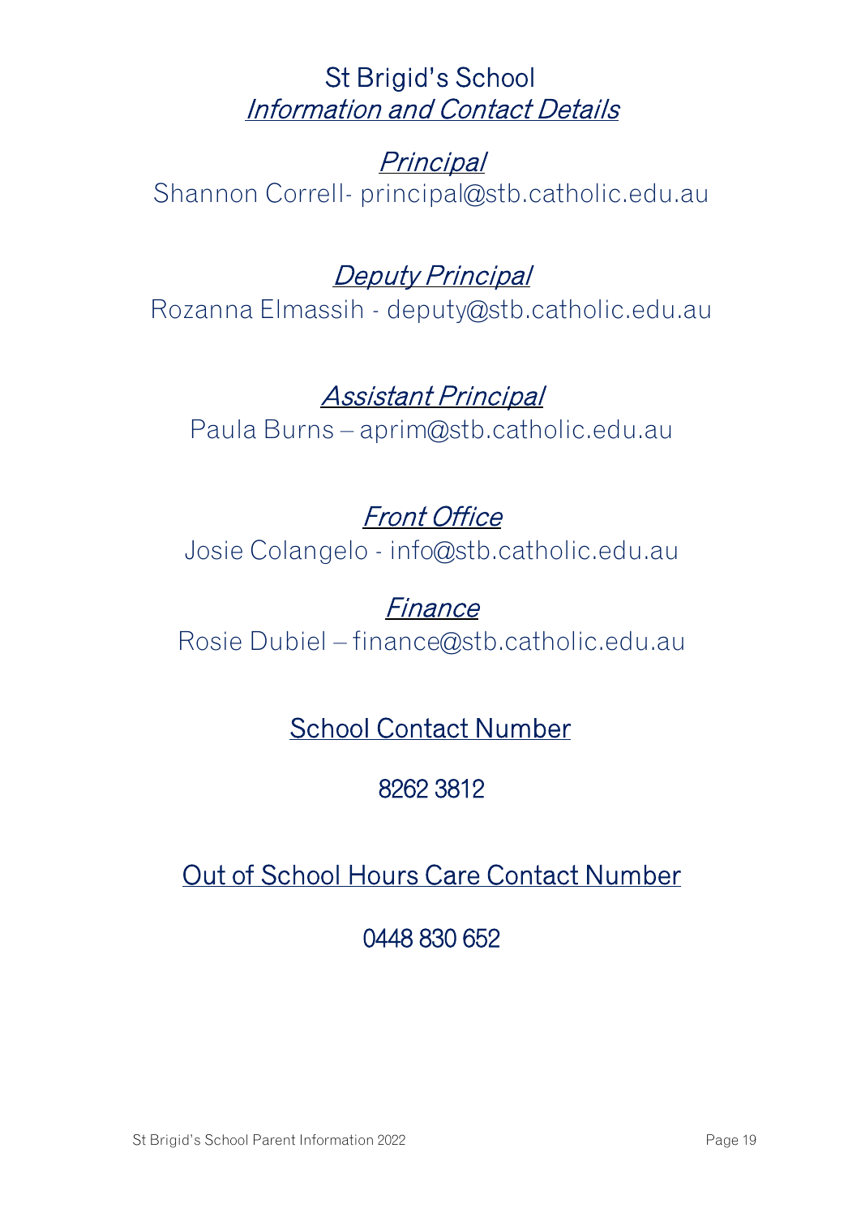# St Brigid's School

## *Information and Contact Details*

### *Principal*

Shannon Correll- principal@stb.catholic.edu.au

### *Deputy Principal*

Rozanna Elmassih - deputy@stb.catholic.edu.au

### *Assistant Principal*

Paula Burns – aprim@stb.catholic.edu.au

### *Front Office*

Josie Colangelo - info@stb.catholic.edu.au

### *Finance*

Rosie Dubiel – finance@stb.catholic.edu.au

### School Contact Number

8262 3812

### Out of School Hours Care Contact Number

0448 830 652